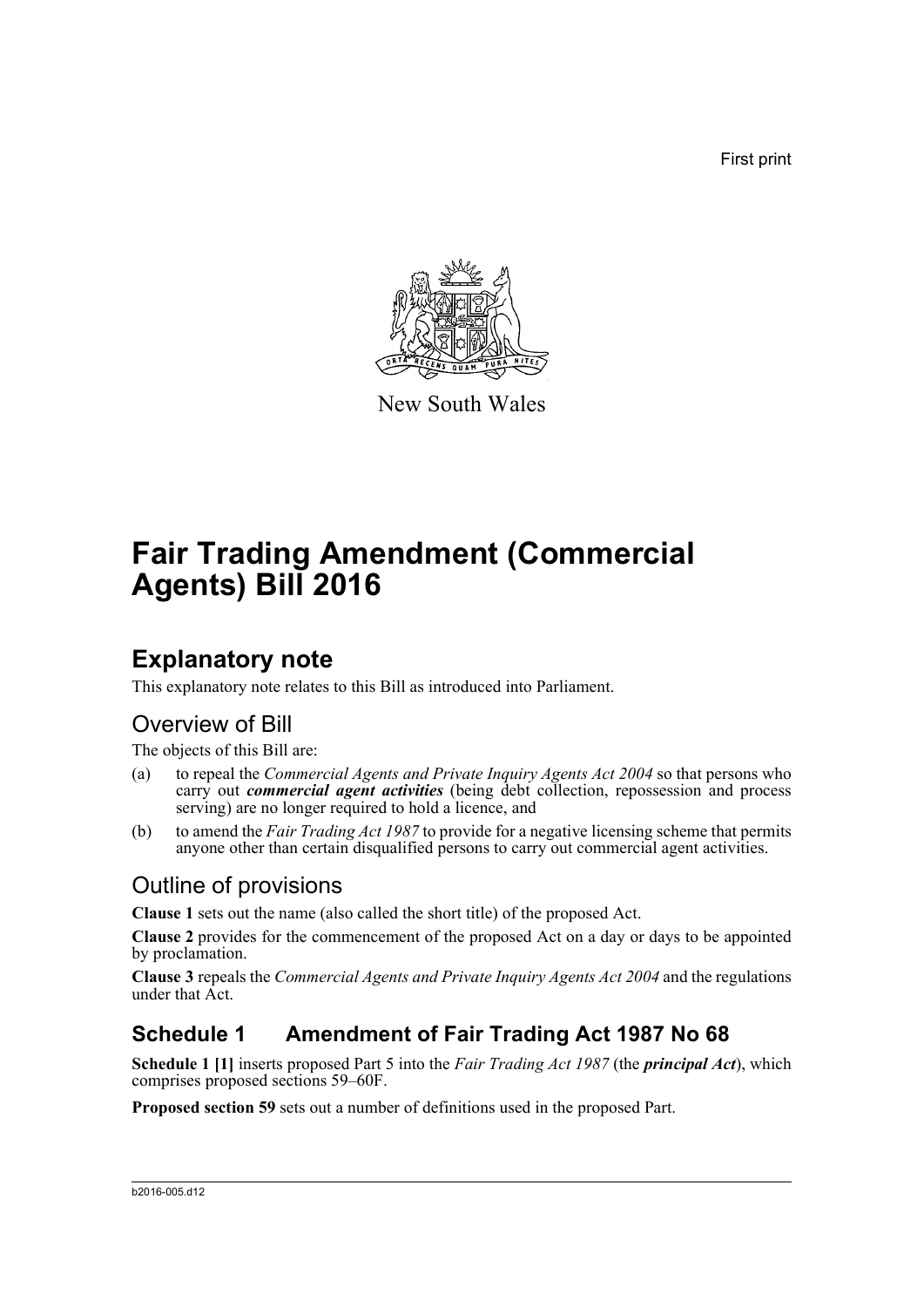First print

New South Wales

# Fair Trading Amendment (Commercial Agents) Bill 2016

## Explanatory note

This explanatory note relates to this Bill as introduced into Parliament.

### Overview of Bill

The objects of this Bill are:

(a) to repeal the *Commercial Agents and Private Inquiry Agents Act 2004* so that persons who carry out ***commercial agent activities*** (being debt collection, repossession and process serving) are no longer required to hold a licence, and

(b) to amend the *Fair Trading Act 1987* to provide for a negative licensing scheme that permits anyone other than certain disqualified persons to carry out commercial agent activities.

### Outline of provisions

**Clause 1** sets out the name (also called the short title) of the proposed Act.

**Clause 2** provides for the commencement of the proposed Act on a day or days to be appointed by proclamation.

**Clause 3** repeals the *Commercial Agents and Private Inquiry Agents Act 2004* and the regulations under that Act.

## Schedule 1 Amendment of Fair Trading Act 1987 No 68

**Schedule 1 [1]** inserts proposed Part 5 into the *Fair Trading Act 1987* (the ***principal Act***), which comprises proposed sections 59–60F.

**Proposed section 59** sets out a number of definitions used in the proposed Part.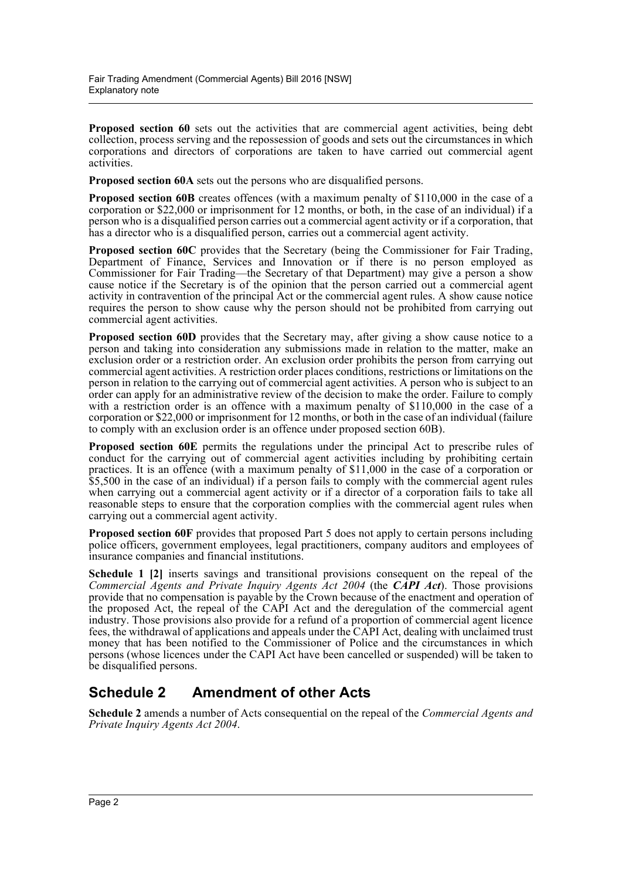**Proposed section 60** sets out the activities that are commercial agent activities, being debt collection, process serving and the repossession of goods and sets out the circumstances in which corporations and directors of corporations are taken to have carried out commercial agent activities.

**Proposed section 60A** sets out the persons who are disqualified persons.

**Proposed section 60B** creates offences (with a maximum penalty of $110,000 in the case of a corporation or $22,000 or imprisonment for 12 months, or both, in the case of an individual) if a person who is a disqualified person carries out a commercial agent activity or if a corporation, that has a director who is a disqualified person, carries out a commercial agent activity.

**Proposed section 60C** provides that the Secretary (being the Commissioner for Fair Trading, Department of Finance, Services and Innovation or if there is no person employed as Commissioner for Fair Trading—the Secretary of that Department) may give a person a show cause notice if the Secretary is of the opinion that the person carried out a commercial agent activity in contravention of the principal Act or the commercial agent rules. A show cause notice requires the person to show cause why the person should not be prohibited from carrying out commercial agent activities.

**Proposed section 60D** provides that the Secretary may, after giving a show cause notice to a person and taking into consideration any submissions made in relation to the matter, make an exclusion order or a restriction order. An exclusion order prohibits the person from carrying out commercial agent activities. A restriction order places conditions, restrictions or limitations on the person in relation to the carrying out of commercial agent activities. A person who is subject to an order can apply for an administrative review of the decision to make the order. Failure to comply with a restriction order is an offence with a maximum penalty of $110,000 in the case of a corporation or $22,000 or imprisonment for 12 months, or both in the case of an individual (failure to comply with an exclusion order is an offence under proposed section 60B).

**Proposed section 60E** permits the regulations under the principal Act to prescribe rules of conduct for the carrying out of commercial agent activities including by prohibiting certain practices. It is an offence (with a maximum penalty of $11,000 in the case of a corporation or $5,500 in the case of an individual) if a person fails to comply with the commercial agent rules when carrying out a commercial agent activity or if a director of a corporation fails to take all reasonable steps to ensure that the corporation complies with the commercial agent rules when carrying out a commercial agent activity.

**Proposed section 60F** provides that proposed Part 5 does not apply to certain persons including police officers, government employees, legal practitioners, company auditors and employees of insurance companies and financial institutions.

**Schedule 1 [2]** inserts savings and transitional provisions consequent on the repeal of the *Commercial Agents and Private Inquiry Agents Act 2004* (the ***CAPI Act***). Those provisions provide that no compensation is payable by the Crown because of the enactment and operation of the proposed Act, the repeal of the CAPI Act and the deregulation of the commercial agent industry. Those provisions also provide for a refund of a proportion of commercial agent licence fees, the withdrawal of applications and appeals under the CAPI Act, dealing with unclaimed trust money that has been notified to the Commissioner of Police and the circumstances in which persons (whose licences under the CAPI Act have been cancelled or suspended) will be taken to be disqualified persons.

## Schedule 2 Amendment of other Acts

**Schedule 2** amends a number of Acts consequential on the repeal of the *Commercial Agents and Private Inquiry Agents Act 2004*.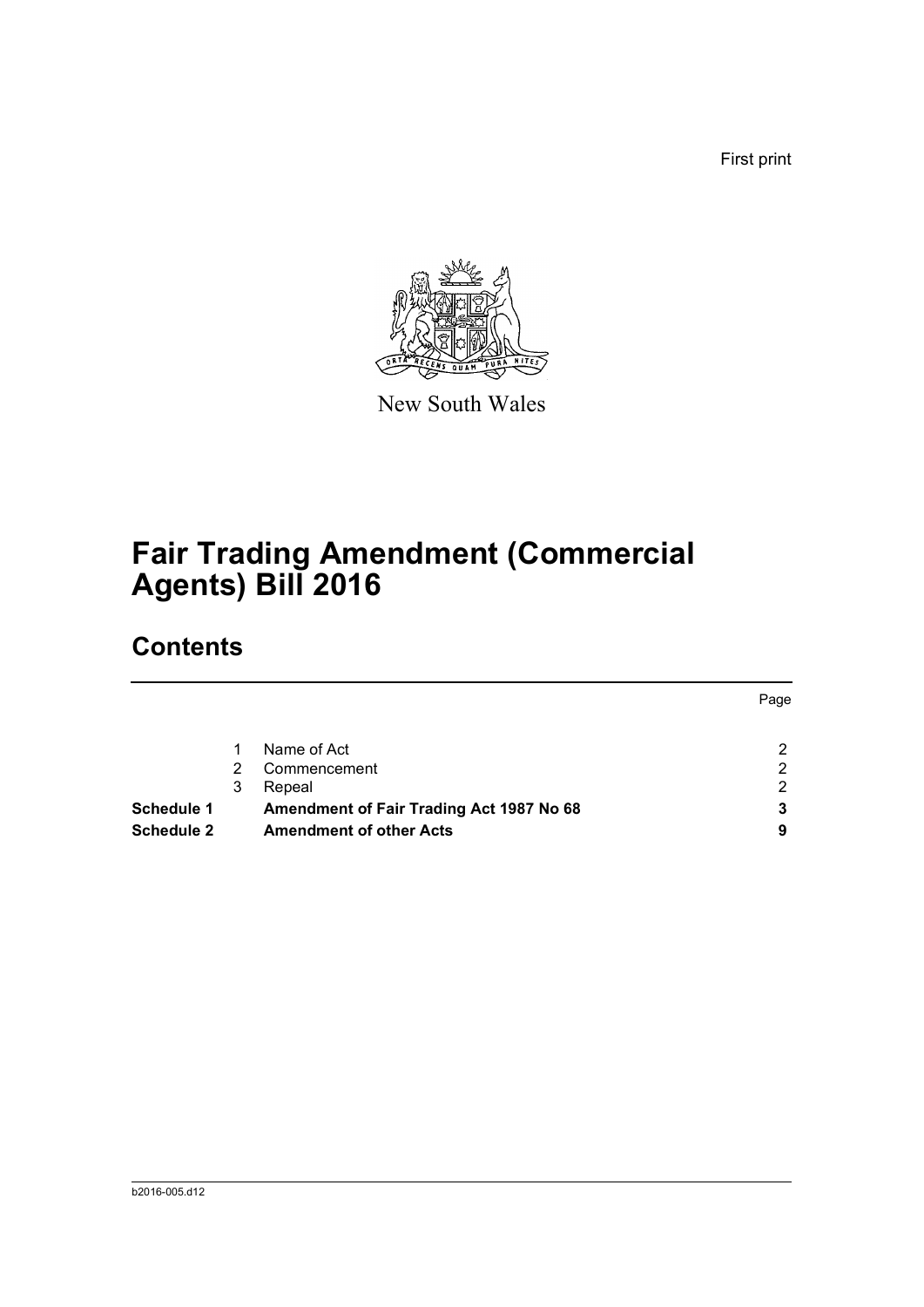First print

New South Wales

# Fair Trading Amendment (Commercial Agents) Bill 2016

## Contents

| | | | Page |
|---|---|---|---|
| | 1 | Name of Act | 2 |
| | 2 | Commencement | 2 |
| | 3 | Repeal | 2 |
| **Schedule 1** | | **Amendment of Fair Trading Act 1987 No 68** | **3** |
| **Schedule 2** | | **Amendment of other Acts** | **9** |

b2016-005.d12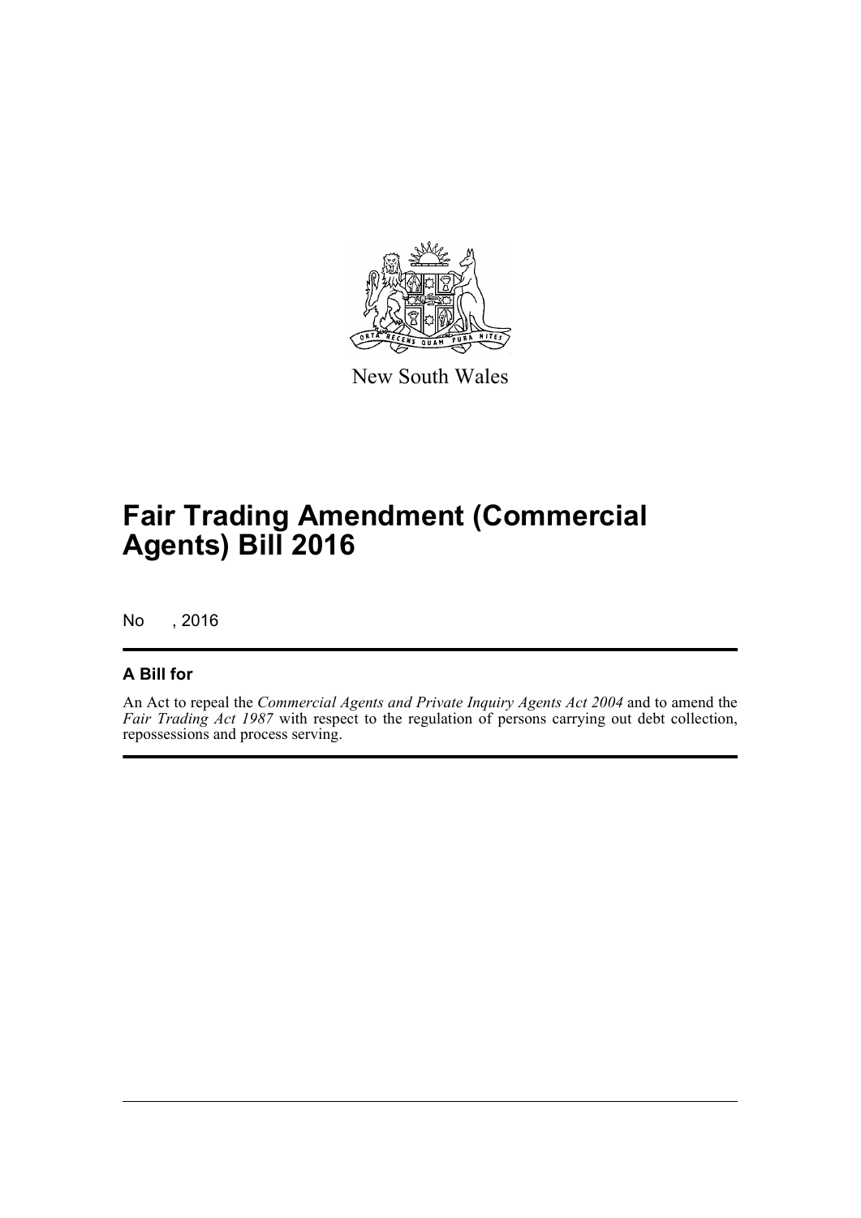New South Wales

# Fair Trading Amendment (Commercial Agents) Bill 2016

No , 2016

## A Bill for

An Act to repeal the *Commercial Agents and Private Inquiry Agents Act 2004* and to amend the *Fair Trading Act 1987* with respect to the regulation of persons carrying out debt collection, repossessions and process serving.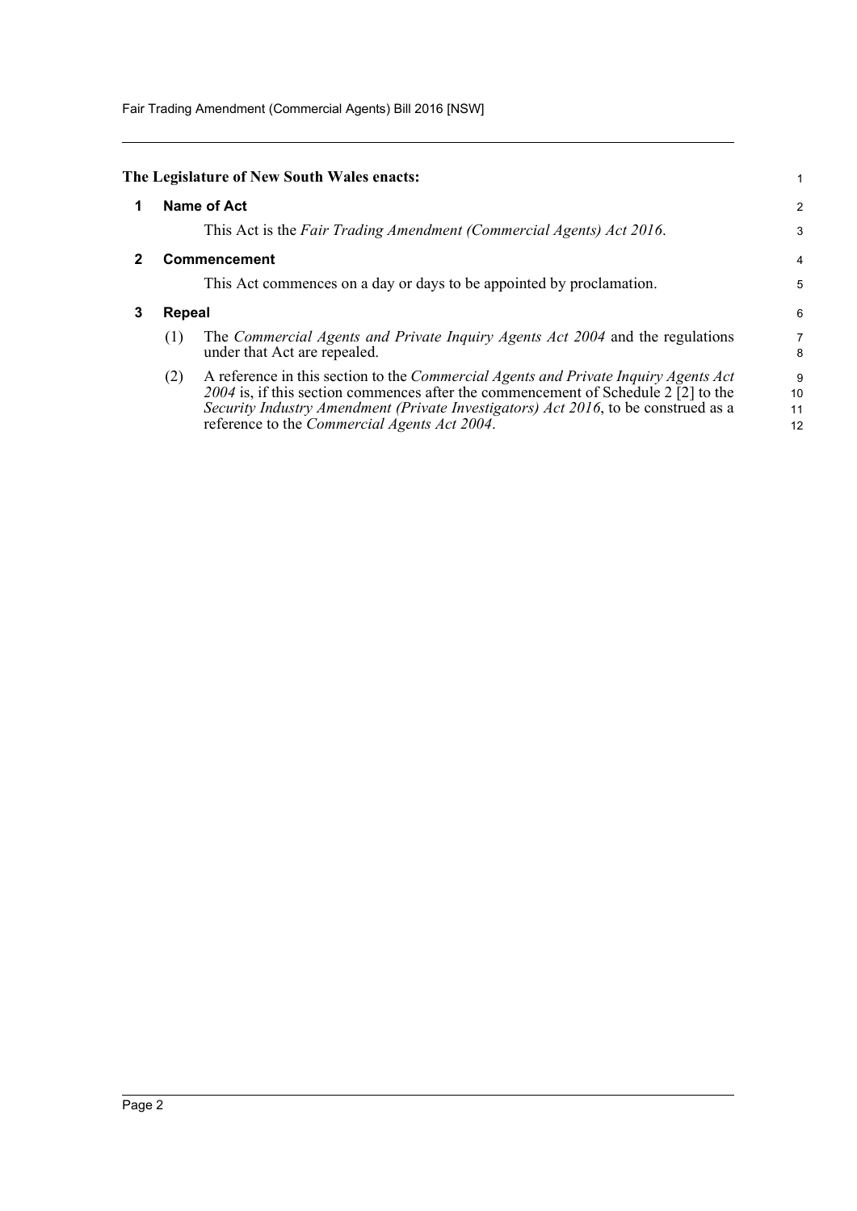**The Legislature of New South Wales enacts:**

## 1 Name of Act

This Act is the *Fair Trading Amendment (Commercial Agents) Act 2016*.

## 2 Commencement

This Act commences on a day or days to be appointed by proclamation.

## 3 Repeal

(1) The *Commercial Agents and Private Inquiry Agents Act 2004* and the regulations under that Act are repealed.

(2) A reference in this section to the *Commercial Agents and Private Inquiry Agents Act 2004* is, if this section commences after the commencement of Schedule 2 [2] to the *Security Industry Amendment (Private Investigators) Act 2016*, to be construed as a reference to the *Commercial Agents Act 2004*.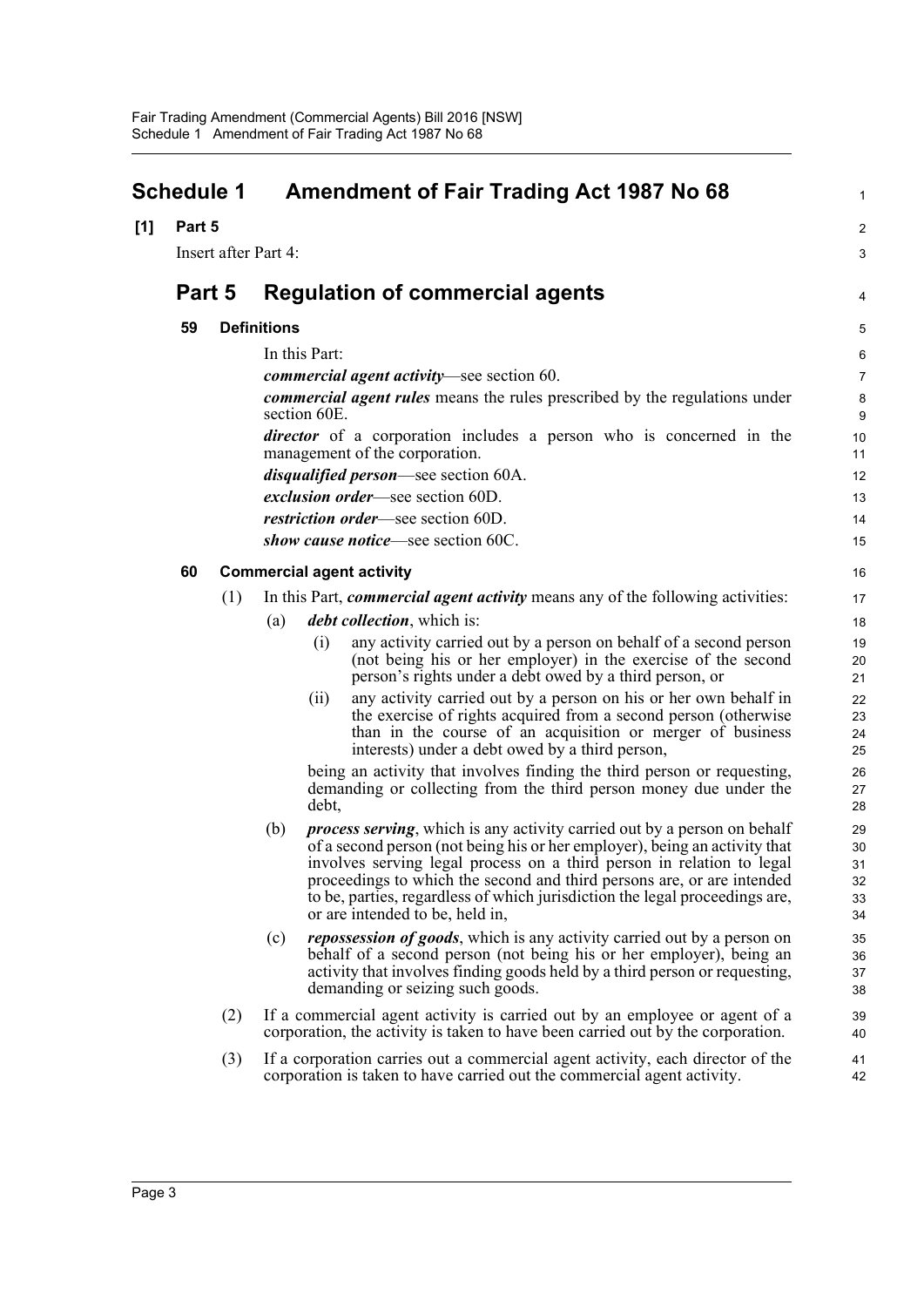# Schedule 1 Amendment of Fair Trading Act 1987 No 68

**[1] Part 5**

Insert after Part 4:

## Part 5 Regulation of commercial agents

### 59 Definitions

In this Part:

***commercial agent activity***—see section 60.

***commercial agent rules*** means the rules prescribed by the regulations under section 60E.

***director*** of a corporation includes a person who is concerned in the management of the corporation.

***disqualified person***—see section 60A.

***exclusion order***—see section 60D.

***restriction order***—see section 60D.

***show cause notice***—see section 60C.

### 60 Commercial agent activity

(1) In this Part, ***commercial agent activity*** means any of the following activities:

(a) ***debt collection***, which is:

(i) any activity carried out by a person on behalf of a second person (not being his or her employer) in the exercise of the second person's rights under a debt owed by a third person, or

(ii) any activity carried out by a person on his or her own behalf in the exercise of rights acquired from a second person (otherwise than in the course of an acquisition or merger of business interests) under a debt owed by a third person,

being an activity that involves finding the third person or requesting, demanding or collecting from the third person money due under the debt,

(b) ***process serving***, which is any activity carried out by a person on behalf of a second person (not being his or her employer), being an activity that involves serving legal process on a third person in relation to legal proceedings to which the second and third persons are, or are intended to be, parties, regardless of which jurisdiction the legal proceedings are, or are intended to be, held in,

(c) ***repossession of goods***, which is any activity carried out by a person on behalf of a second person (not being his or her employer), being an activity that involves finding goods held by a third person or requesting, demanding or seizing such goods.

(2) If a commercial agent activity is carried out by an employee or agent of a corporation, the activity is taken to have been carried out by the corporation.

(3) If a corporation carries out a commercial agent activity, each director of the corporation is taken to have carried out the commercial agent activity.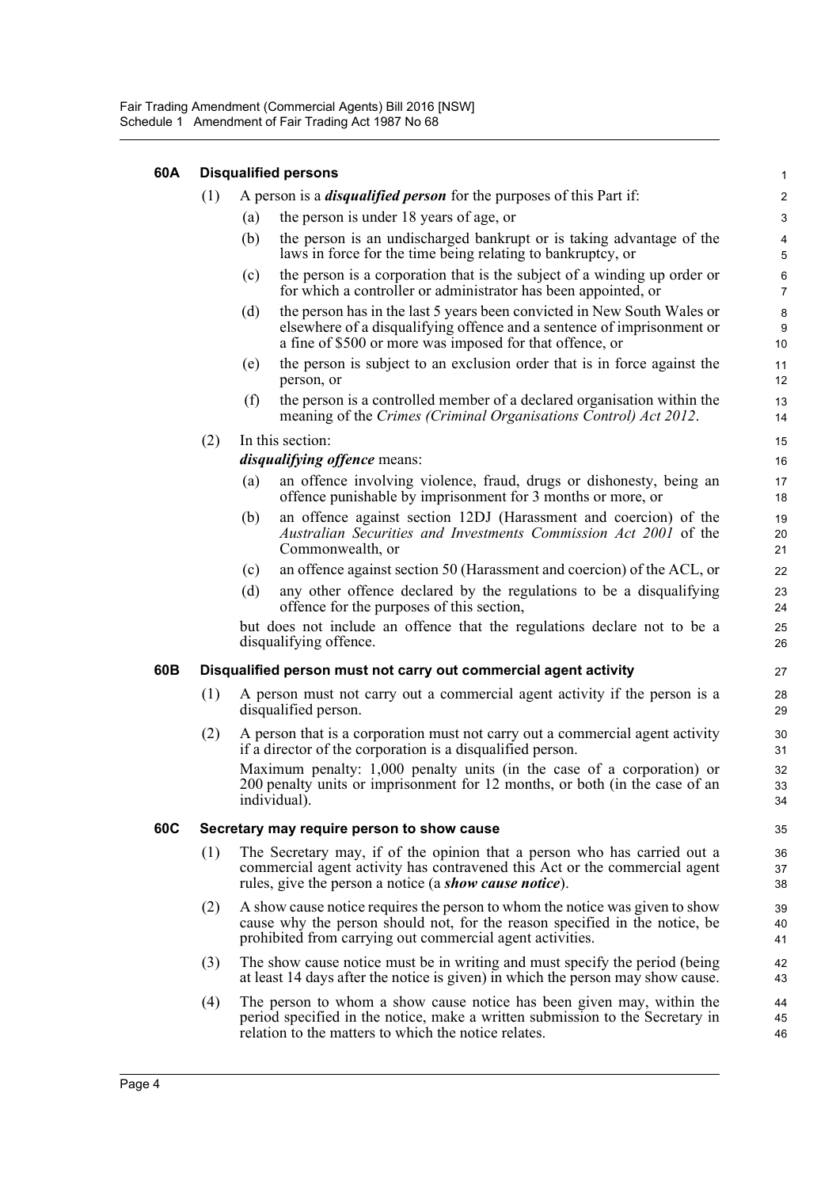#### 60A Disqualified persons

(1) A person is a ***disqualified person*** for the purposes of this Part if:

(a) the person is under 18 years of age, or

(b) the person is an undischarged bankrupt or is taking advantage of the laws in force for the time being relating to bankruptcy, or

(c) the person is a corporation that is the subject of a winding up order or for which a controller or administrator has been appointed, or

(d) the person has in the last 5 years been convicted in New South Wales or elsewhere of a disqualifying offence and a sentence of imprisonment or a fine of $500 or more was imposed for that offence, or

(e) the person is subject to an exclusion order that is in force against the person, or

(f) the person is a controlled member of a declared organisation within the meaning of the *Crimes (Criminal Organisations Control) Act 2012*.

(2) In this section:

***disqualifying offence*** means:

(a) an offence involving violence, fraud, drugs or dishonesty, being an offence punishable by imprisonment for 3 months or more, or

(b) an offence against section 12DJ (Harassment and coercion) of the *Australian Securities and Investments Commission Act 2001* of the Commonwealth, or

(c) an offence against section 50 (Harassment and coercion) of the ACL, or

(d) any other offence declared by the regulations to be a disqualifying offence for the purposes of this section,

but does not include an offence that the regulations declare not to be a disqualifying offence.

#### 60B Disqualified person must not carry out commercial agent activity

(1) A person must not carry out a commercial agent activity if the person is a disqualified person.

(2) A person that is a corporation must not carry out a commercial agent activity if a director of the corporation is a disqualified person.

Maximum penalty: 1,000 penalty units (in the case of a corporation) or 200 penalty units or imprisonment for 12 months, or both (in the case of an individual).

#### 60C Secretary may require person to show cause

(1) The Secretary may, if of the opinion that a person who has carried out a commercial agent activity has contravened this Act or the commercial agent rules, give the person a notice (a ***show cause notice***).

(2) A show cause notice requires the person to whom the notice was given to show cause why the person should not, for the reason specified in the notice, be prohibited from carrying out commercial agent activities.

(3) The show cause notice must be in writing and must specify the period (being at least 14 days after the notice is given) in which the person may show cause.

(4) The person to whom a show cause notice has been given may, within the period specified in the notice, make a written submission to the Secretary in relation to the matters to which the notice relates.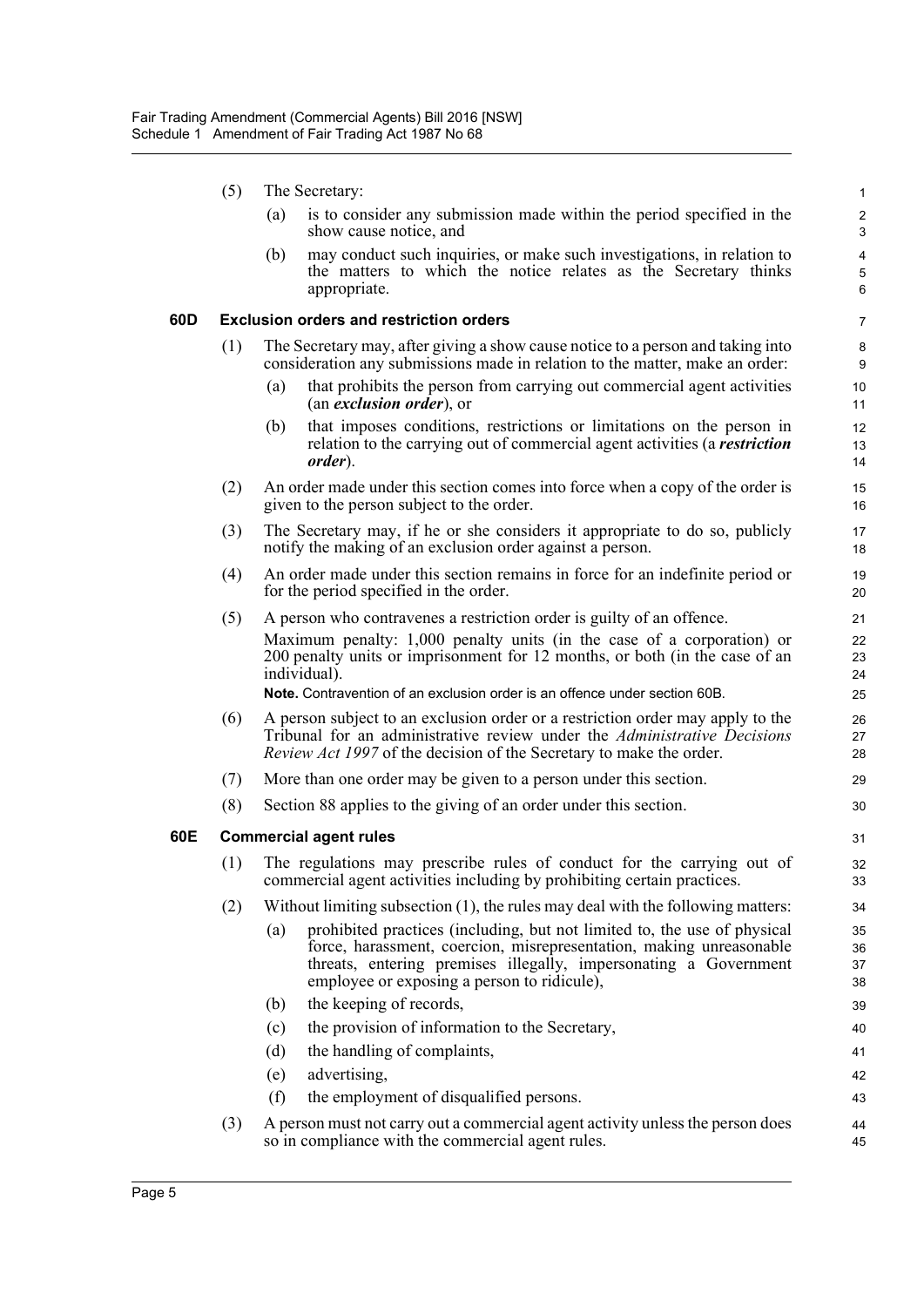(5) The Secretary:

(a) is to consider any submission made within the period specified in the show cause notice, and

(b) may conduct such inquiries, or make such investigations, in relation to the matters to which the notice relates as the Secretary thinks appropriate.

### 60D Exclusion orders and restriction orders

(1) The Secretary may, after giving a show cause notice to a person and taking into consideration any submissions made in relation to the matter, make an order:

(a) that prohibits the person from carrying out commercial agent activities (an ***exclusion order***), or

(b) that imposes conditions, restrictions or limitations on the person in relation to the carrying out of commercial agent activities (a ***restriction order***).

(2) An order made under this section comes into force when a copy of the order is given to the person subject to the order.

(3) The Secretary may, if he or she considers it appropriate to do so, publicly notify the making of an exclusion order against a person.

(4) An order made under this section remains in force for an indefinite period or for the period specified in the order.

(5) A person who contravenes a restriction order is guilty of an offence.

Maximum penalty: 1,000 penalty units (in the case of a corporation) or 200 penalty units or imprisonment for 12 months, or both (in the case of an individual).

**Note.** Contravention of an exclusion order is an offence under section 60B.

(6) A person subject to an exclusion order or a restriction order may apply to the Tribunal for an administrative review under the *Administrative Decisions Review Act 1997* of the decision of the Secretary to make the order.

(7) More than one order may be given to a person under this section.

(8) Section 88 applies to the giving of an order under this section.

### 60E Commercial agent rules

(1) The regulations may prescribe rules of conduct for the carrying out of commercial agent activities including by prohibiting certain practices.

(2) Without limiting subsection (1), the rules may deal with the following matters:

(a) prohibited practices (including, but not limited to, the use of physical force, harassment, coercion, misrepresentation, making unreasonable threats, entering premises illegally, impersonating a Government employee or exposing a person to ridicule),

(b) the keeping of records,

(c) the provision of information to the Secretary,

(d) the handling of complaints,

(e) advertising,

(f) the employment of disqualified persons.

(3) A person must not carry out a commercial agent activity unless the person does so in compliance with the commercial agent rules.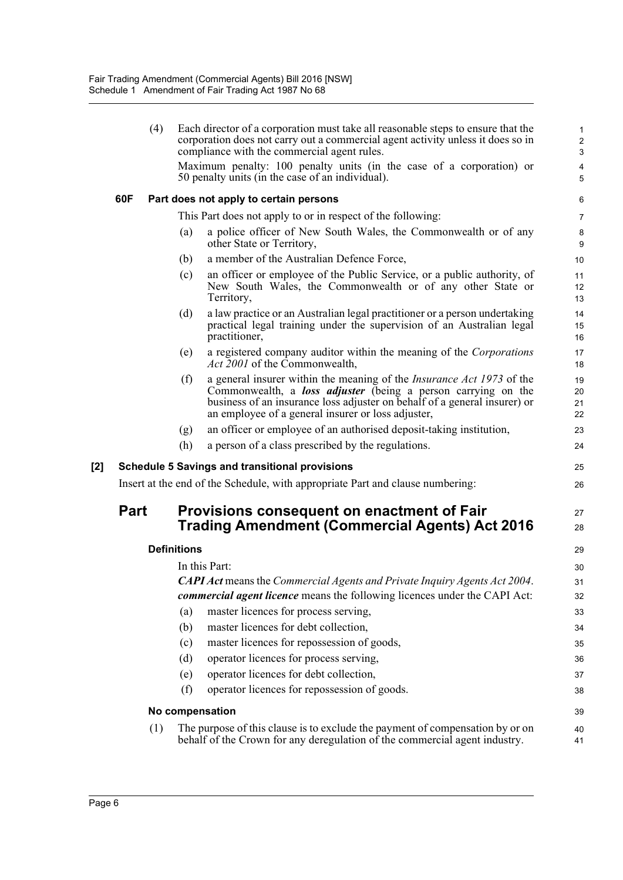(4) Each director of a corporation must take all reasonable steps to ensure that the corporation does not carry out a commercial agent activity unless it does so in compliance with the commercial agent rules.

Maximum penalty: 100 penalty units (in the case of a corporation) or 50 penalty units (in the case of an individual).

#### 60F Part does not apply to certain persons

This Part does not apply to or in respect of the following:

(a) a police officer of New South Wales, the Commonwealth or of any other State or Territory,

(b) a member of the Australian Defence Force,

(c) an officer or employee of the Public Service, or a public authority, of New South Wales, the Commonwealth or of any other State or Territory,

(d) a law practice or an Australian legal practitioner or a person undertaking practical legal training under the supervision of an Australian legal practitioner,

(e) a registered company auditor within the meaning of the *Corporations Act 2001* of the Commonwealth,

(f) a general insurer within the meaning of the *Insurance Act 1973* of the Commonwealth, a ***loss adjuster*** (being a person carrying on the business of an insurance loss adjuster on behalf of a general insurer) or an employee of a general insurer or loss adjuster,

(g) an officer or employee of an authorised deposit-taking institution,

(h) a person of a class prescribed by the regulations.

### [2] Schedule 5 Savings and transitional provisions

Insert at the end of the Schedule, with appropriate Part and clause numbering:

## Part Provisions consequent on enactment of Fair Trading Amendment (Commercial Agents) Act 2016

#### Definitions

In this Part:

***CAPI Act*** means the *Commercial Agents and Private Inquiry Agents Act 2004*.

***commercial agent licence*** means the following licences under the CAPI Act:

(a) master licences for process serving,

(b) master licences for debt collection,

(c) master licences for repossession of goods,

(d) operator licences for process serving,

(e) operator licences for debt collection,

(f) operator licences for repossession of goods.

#### No compensation

(1) The purpose of this clause is to exclude the payment of compensation by or on behalf of the Crown for any deregulation of the commercial agent industry.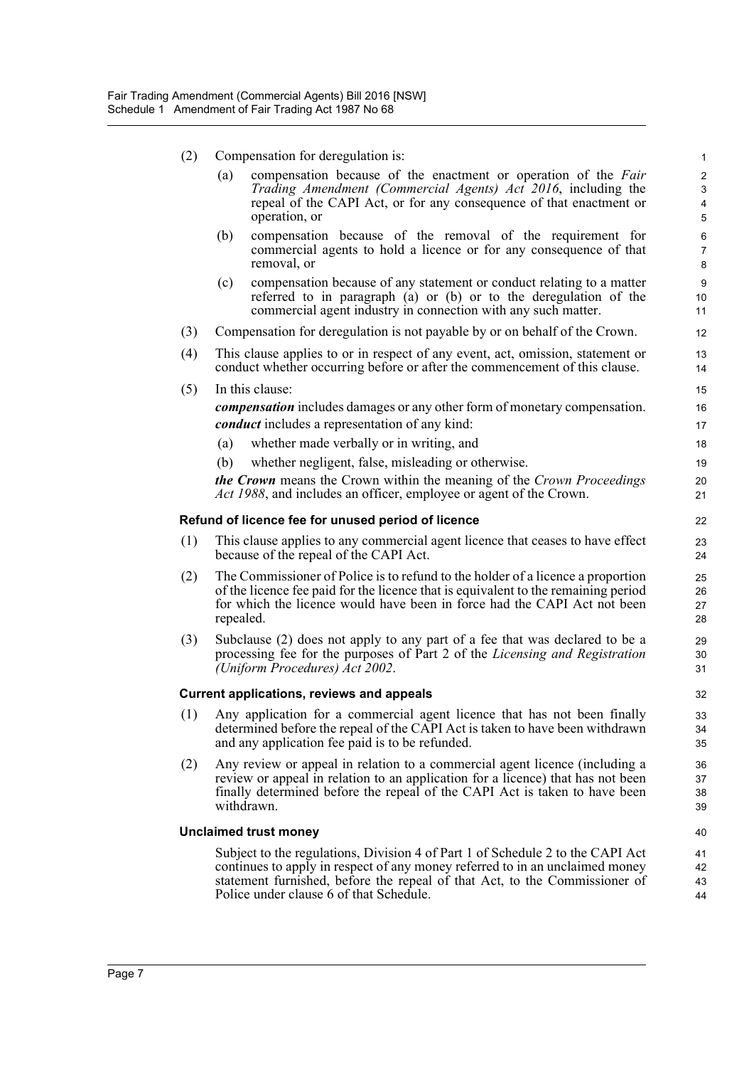(2) Compensation for deregulation is:

(a) compensation because of the enactment or operation of the *Fair Trading Amendment (Commercial Agents) Act 2016*, including the repeal of the CAPI Act, or for any consequence of that enactment or operation, or

(b) compensation because of the removal of the requirement for commercial agents to hold a licence or for any consequence of that removal, or

(c) compensation because of any statement or conduct relating to a matter referred to in paragraph (a) or (b) or to the deregulation of the commercial agent industry in connection with any such matter.

(3) Compensation for deregulation is not payable by or on behalf of the Crown.

(4) This clause applies to or in respect of any event, act, omission, statement or conduct whether occurring before or after the commencement of this clause.

(5) In this clause:

***compensation*** includes damages or any other form of monetary compensation.

***conduct*** includes a representation of any kind:

(a) whether made verbally or in writing, and

(b) whether negligent, false, misleading or otherwise.

***the Crown*** means the Crown within the meaning of the *Crown Proceedings Act 1988*, and includes an officer, employee or agent of the Crown.

### Refund of licence fee for unused period of licence

(1) This clause applies to any commercial agent licence that ceases to have effect because of the repeal of the CAPI Act.

(2) The Commissioner of Police is to refund to the holder of a licence a proportion of the licence fee paid for the licence that is equivalent to the remaining period for which the licence would have been in force had the CAPI Act not been repealed.

(3) Subclause (2) does not apply to any part of a fee that was declared to be a processing fee for the purposes of Part 2 of the *Licensing and Registration (Uniform Procedures) Act 2002*.

### Current applications, reviews and appeals

(1) Any application for a commercial agent licence that has not been finally determined before the repeal of the CAPI Act is taken to have been withdrawn and any application fee paid is to be refunded.

(2) Any review or appeal in relation to a commercial agent licence (including a review or appeal in relation to an application for a licence) that has not been finally determined before the repeal of the CAPI Act is taken to have been withdrawn.

### Unclaimed trust money

Subject to the regulations, Division 4 of Part 1 of Schedule 2 to the CAPI Act continues to apply in respect of any money referred to in an unclaimed money statement furnished, before the repeal of that Act, to the Commissioner of Police under clause 6 of that Schedule.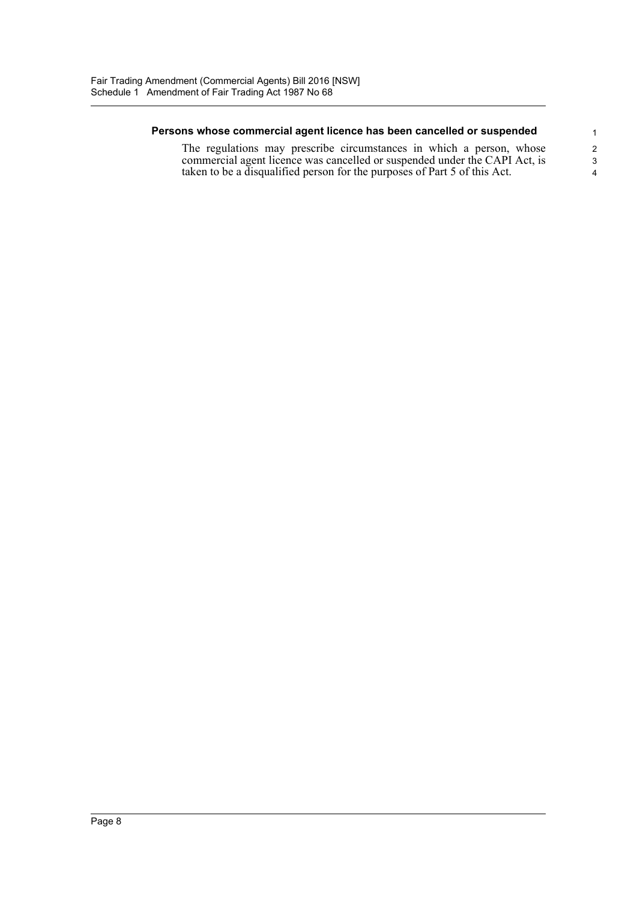**Persons whose commercial agent licence has been cancelled or suspended**

The regulations may prescribe circumstances in which a person, whose commercial agent licence was cancelled or suspended under the CAPI Act, is taken to be a disqualified person for the purposes of Part 5 of this Act.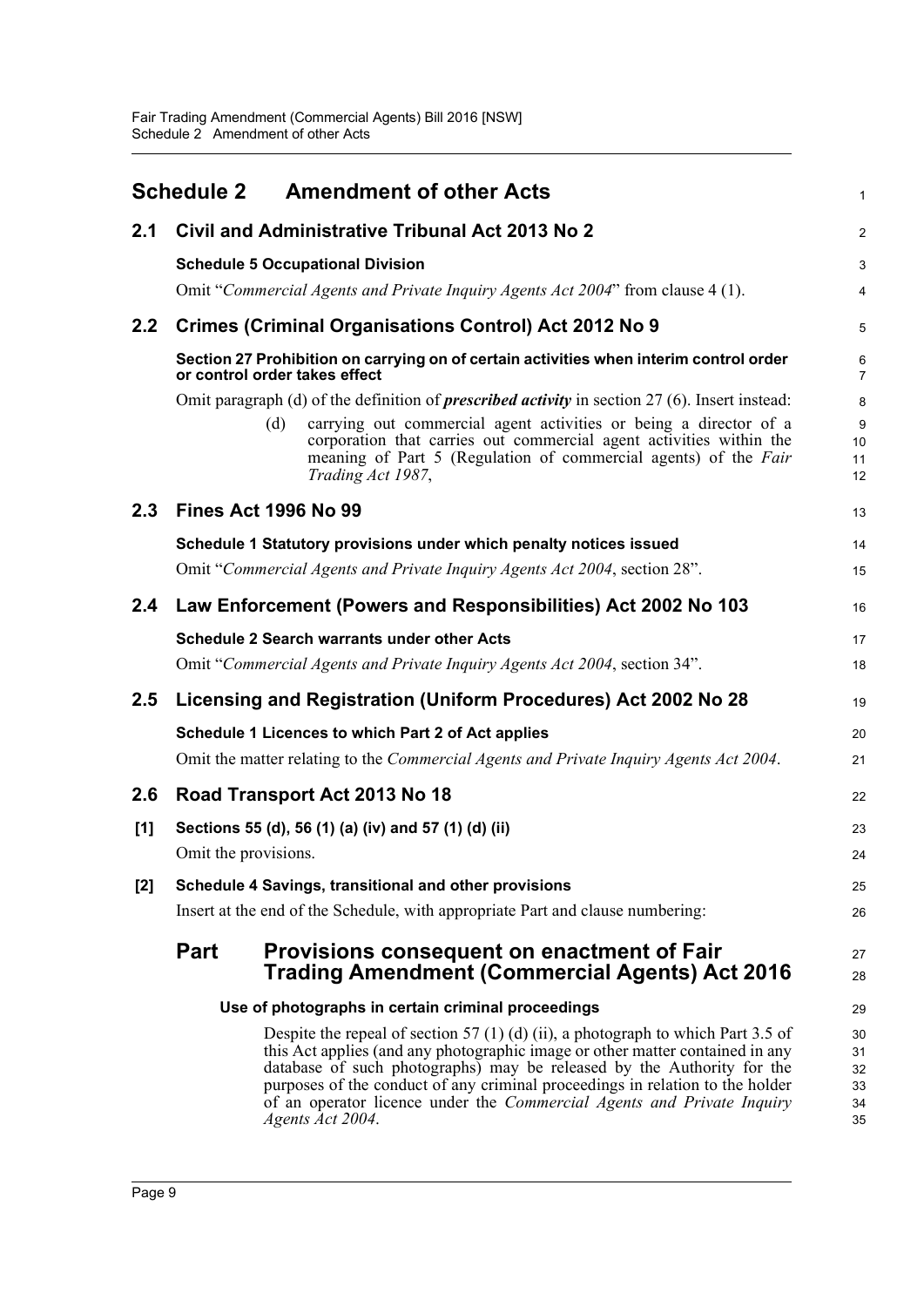# Schedule 2 Amendment of other Acts

## 2.1 Civil and Administrative Tribunal Act 2013 No 2

### Schedule 5 Occupational Division

Omit "*Commercial Agents and Private Inquiry Agents Act 2004*" from clause 4 (1).

## 2.2 Crimes (Criminal Organisations Control) Act 2012 No 9

### Section 27 Prohibition on carrying on of certain activities when interim control order or control order takes effect

Omit paragraph (d) of the definition of ***prescribed activity*** in section 27 (6). Insert instead:

> (d) carrying out commercial agent activities or being a director of a corporation that carries out commercial agent activities within the meaning of Part 5 (Regulation of commercial agents) of the *Fair Trading Act 1987*,

## 2.3 Fines Act 1996 No 99

### Schedule 1 Statutory provisions under which penalty notices issued

Omit "*Commercial Agents and Private Inquiry Agents Act 2004*, section 28".

## 2.4 Law Enforcement (Powers and Responsibilities) Act 2002 No 103

### Schedule 2 Search warrants under other Acts

Omit "*Commercial Agents and Private Inquiry Agents Act 2004*, section 34".

## 2.5 Licensing and Registration (Uniform Procedures) Act 2002 No 28

### Schedule 1 Licences to which Part 2 of Act applies

Omit the matter relating to the *Commercial Agents and Private Inquiry Agents Act 2004*.

## 2.6 Road Transport Act 2013 No 18

### [1] Sections 55 (d), 56 (1) (a) (iv) and 57 (1) (d) (ii)

Omit the provisions.

### [2] Schedule 4 Savings, transitional and other provisions

Insert at the end of the Schedule, with appropriate Part and clause numbering:

> ## Part Provisions consequent on enactment of Fair Trading Amendment (Commercial Agents) Act 2016
>
> ### Use of photographs in certain criminal proceedings
>
> Despite the repeal of section 57 (1) (d) (ii), a photograph to which Part 3.5 of this Act applies (and any photographic image or other matter contained in any database of such photographs) may be released by the Authority for the purposes of the conduct of any criminal proceedings in relation to the holder of an operator licence under the *Commercial Agents and Private Inquiry Agents Act 2004*.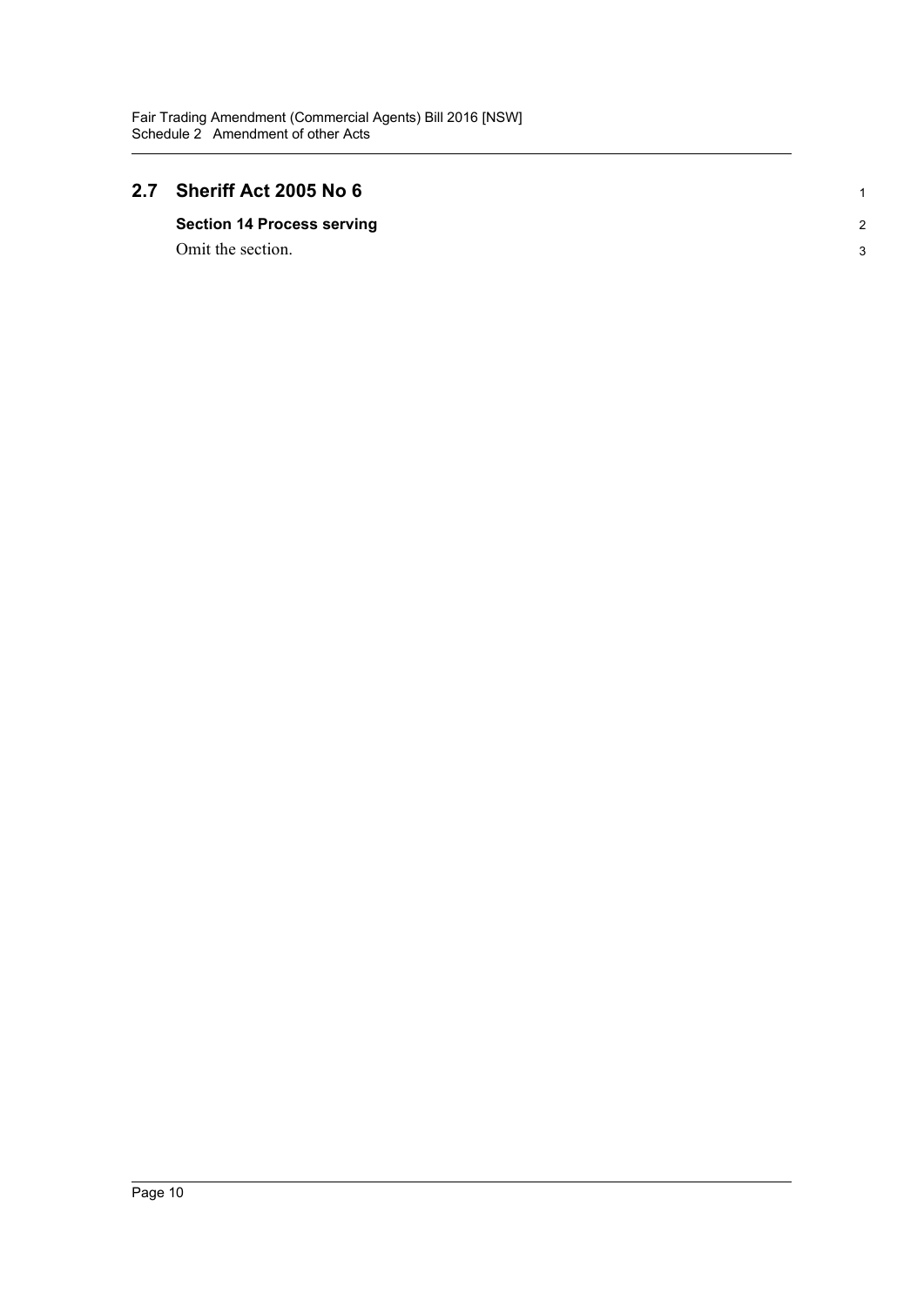## 2.7 Sheriff Act 2005 No 6

**Section 14 Process serving**

Omit the section.